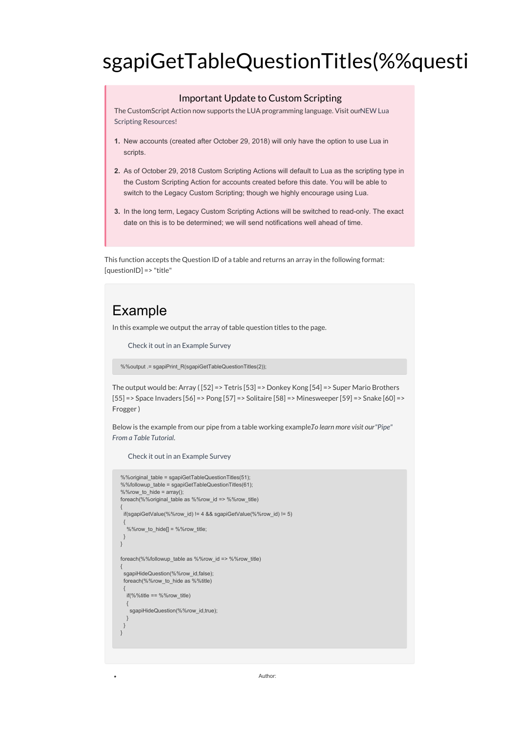# sgapiGetTableQuestionTitles(%%questi

### Important Update to Custom Scripting

The CustomScript Action now supports the LUA programming language. Visit ourNEW Lua Scripting Resources!

1. New accounts (created after October 29, 2018) will only have the option to use Lua in scripts.
2. As of October 29, 2018 Custom Scripting Actions will default to Lua as the scripting type in the Custom Scripting Action for accounts created before this date. You will be able to switch to the Legacy Custom Scripting; though we highly encourage using Lua.
3. In the long term, Legacy Custom Scripting Actions will be switched to read-only. The exact date on this is to be determined; we will send notifications well ahead of time.

This function accepts the Question ID of a table and returns an array in the following format: [questionID] => "title"

## Example

In this example we output the array of table question titles to the page.

Check it out in an Example Survey

```
%%output .= sgapiPrint_R(sgapiGetTableQuestionTitles(2));
```

The output would be: Array ( [52] => Tetris [53] => Donkey Kong [54] => Super Mario Brothers [55] => Space Invaders [56] => Pong [57] => Solitaire [58] => Minesweeper [59] => Snake [60] => Frogger )

Below is the example from our pipe from a table working example*To learn more visit our "Pipe" From a Table Tutorial.*

Check it out in an Example Survey

```
%%original_table = sgapiGetTableQuestionTitles(51);
%%followup_table = sgapiGetTableQuestionTitles(61);
%%row_to_hide = array();
foreach(%%original_table as %%row_id => %%row_title)
{
  if(sgapiGetValue(%%row_id) != 4 && sgapiGetValue(%%row_id) != 5)
  {
    %%row_to_hide[] = %%row_title;
  }
}

foreach(%%followup_table as %%row_id => %%row_title)
{
  sgapiHideQuestion(%%row_id,false);
  foreach(%%row_to_hide as %%title)
  {
    if(%%title == %%row_title)
    {
      sgapiHideQuestion(%%row_id,true);
    }
  }
}
```

- Author: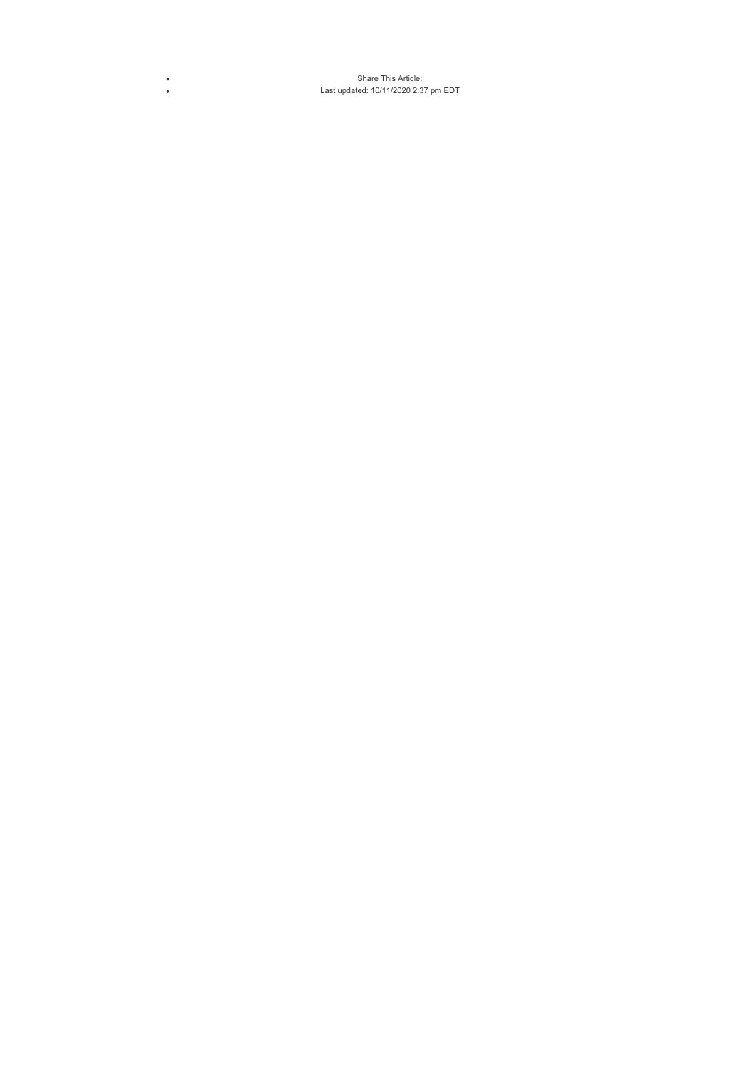- Share This Article:
- Last updated: 10/11/2020 2:37 pm EDT